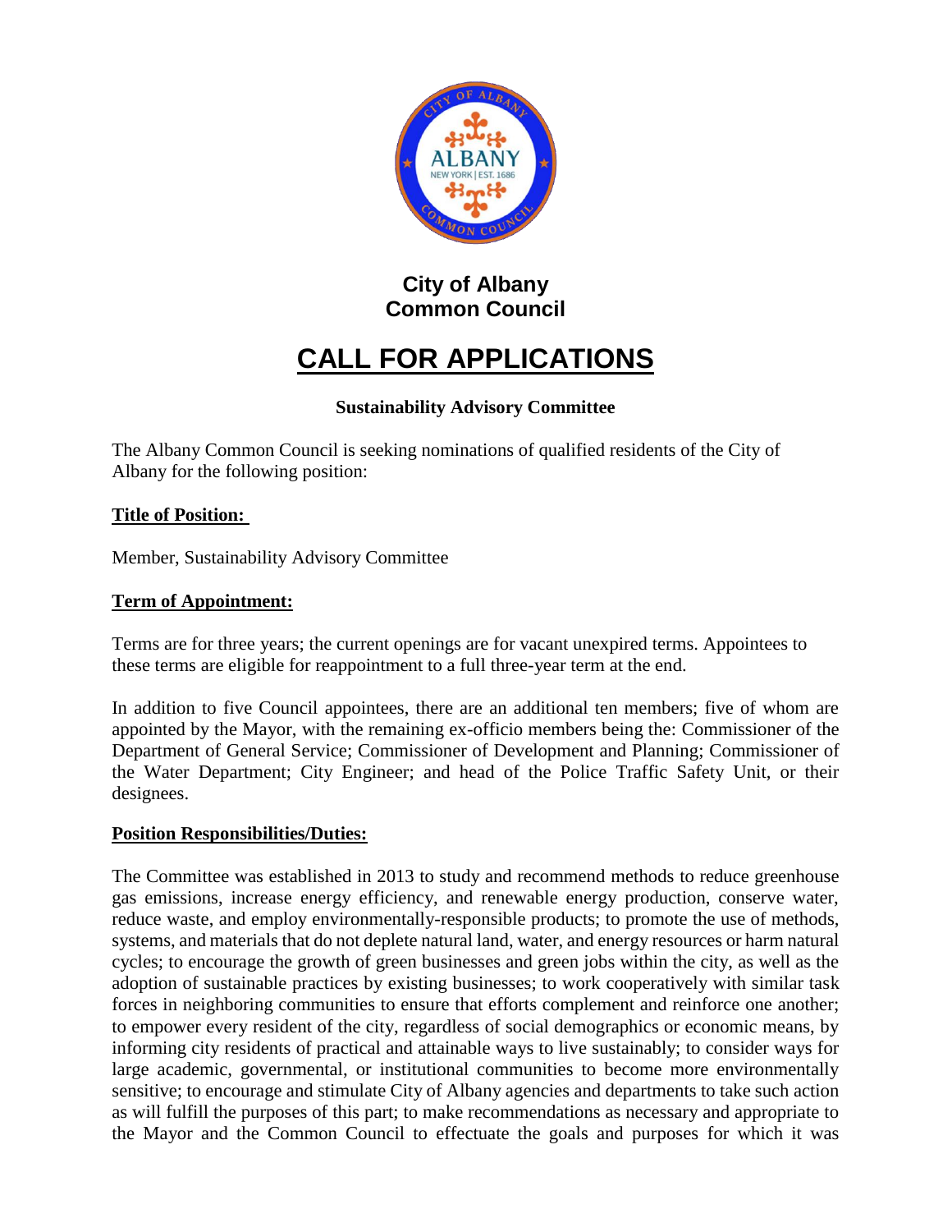# City of Albany
# Common Council

# CALL FOR APPLICATIONS

**Sustainability Advisory Committee**

The Albany Common Council is seeking nominations of qualified residents of the City of Albany for the following position:

**Title of Position:**

Member, Sustainability Advisory Committee

**Term of Appointment:**

Terms are for three years; the current openings are for vacant unexpired terms. Appointees to these terms are eligible for reappointment to a full three-year term at the end.

In addition to five Council appointees, there are an additional ten members; five of whom are appointed by the Mayor, with the remaining ex-officio members being the: Commissioner of the Department of General Service; Commissioner of Development and Planning; Commissioner of the Water Department; City Engineer; and head of the Police Traffic Safety Unit, or their designees.

**Position Responsibilities/Duties:**

The Committee was established in 2013 to study and recommend methods to reduce greenhouse gas emissions, increase energy efficiency, and renewable energy production, conserve water, reduce waste, and employ environmentally-responsible products; to promote the use of methods, systems, and materials that do not deplete natural land, water, and energy resources or harm natural cycles; to encourage the growth of green businesses and green jobs within the city, as well as the adoption of sustainable practices by existing businesses; to work cooperatively with similar task forces in neighboring communities to ensure that efforts complement and reinforce one another; to empower every resident of the city, regardless of social demographics or economic means, by informing city residents of practical and attainable ways to live sustainably; to consider ways for large academic, governmental, or institutional communities to become more environmentally sensitive; to encourage and stimulate City of Albany agencies and departments to take such action as will fulfill the purposes of this part; to make recommendations as necessary and appropriate to the Mayor and the Common Council to effectuate the goals and purposes for which it was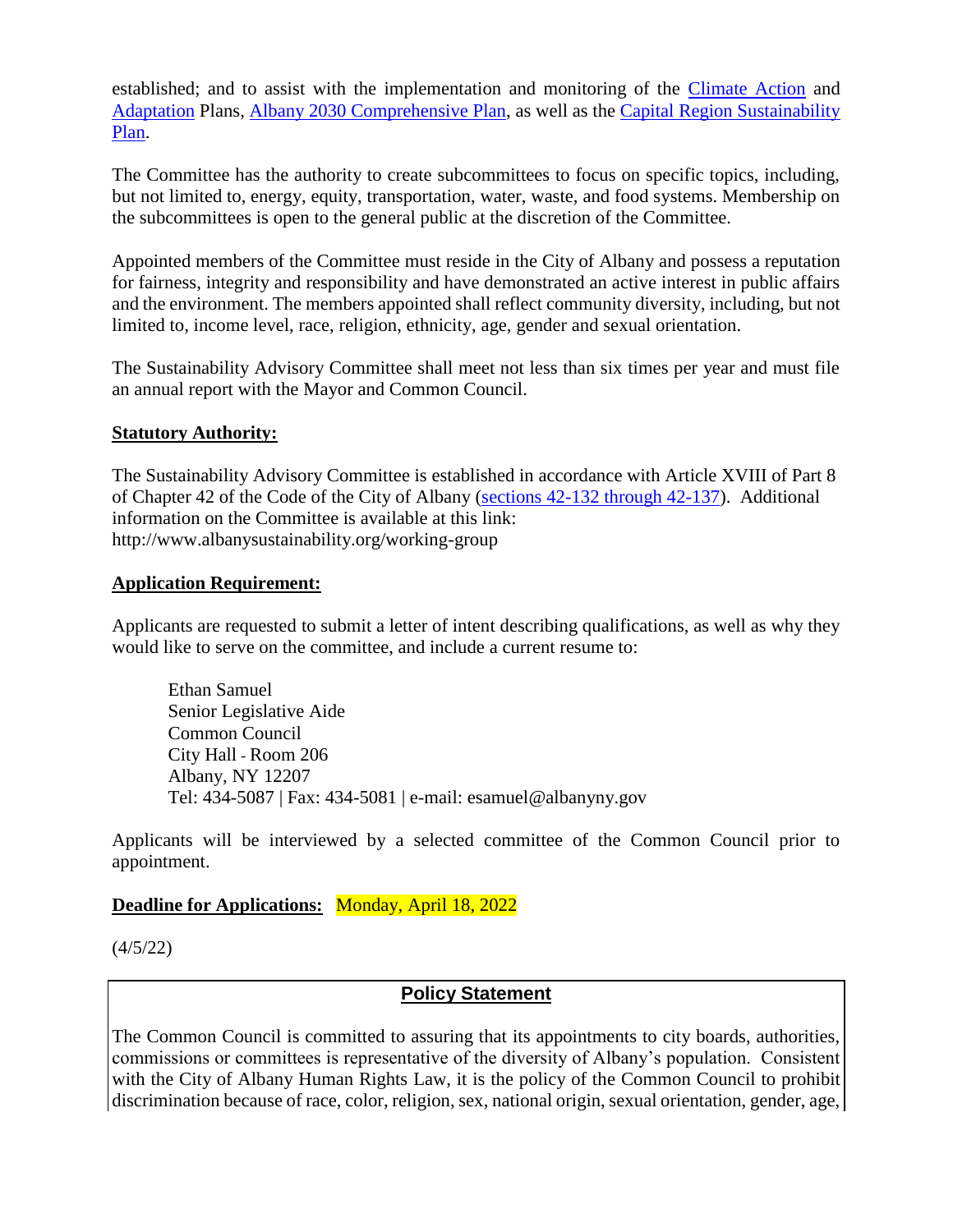established; and to assist with the implementation and monitoring of the [Climate Action](#) and [Adaptation](#) Plans, [Albany 2030 Comprehensive Plan](#), as well as the [Capital Region Sustainability Plan](#).

The Committee has the authority to create subcommittees to focus on specific topics, including, but not limited to, energy, equity, transportation, water, waste, and food systems. Membership on the subcommittees is open to the general public at the discretion of the Committee.

Appointed members of the Committee must reside in the City of Albany and possess a reputation for fairness, integrity and responsibility and have demonstrated an active interest in public affairs and the environment. The members appointed shall reflect community diversity, including, but not limited to, income level, race, religion, ethnicity, age, gender and sexual orientation.

The Sustainability Advisory Committee shall meet not less than six times per year and must file an annual report with the Mayor and Common Council.

**Statutory Authority:**

The Sustainability Advisory Committee is established in accordance with Article XVIII of Part 8 of Chapter 42 of the Code of the City of Albany ([sections 42-132 through 42-137](#)). Additional information on the Committee is available at this link: http://www.albanysustainability.org/working-group

**Application Requirement:**

Applicants are requested to submit a letter of intent describing qualifications, as well as why they would like to serve on the committee, and include a current resume to:

> Ethan Samuel
> Senior Legislative Aide
> Common Council
> City Hall - Room 206
> Albany, NY 12207
> Tel: 434-5087 | Fax: 434-5081 | e-mail: esamuel@albanyny.gov

Applicants will be interviewed by a selected committee of the Common Council prior to appointment.

**Deadline for Applications:** Monday, April 18, 2022

(4/5/22)

**Policy Statement**

The Common Council is committed to assuring that its appointments to city boards, authorities, commissions or committees is representative of the diversity of Albany's population. Consistent with the City of Albany Human Rights Law, it is the policy of the Common Council to prohibit discrimination because of race, color, religion, sex, national origin, sexual orientation, gender, age,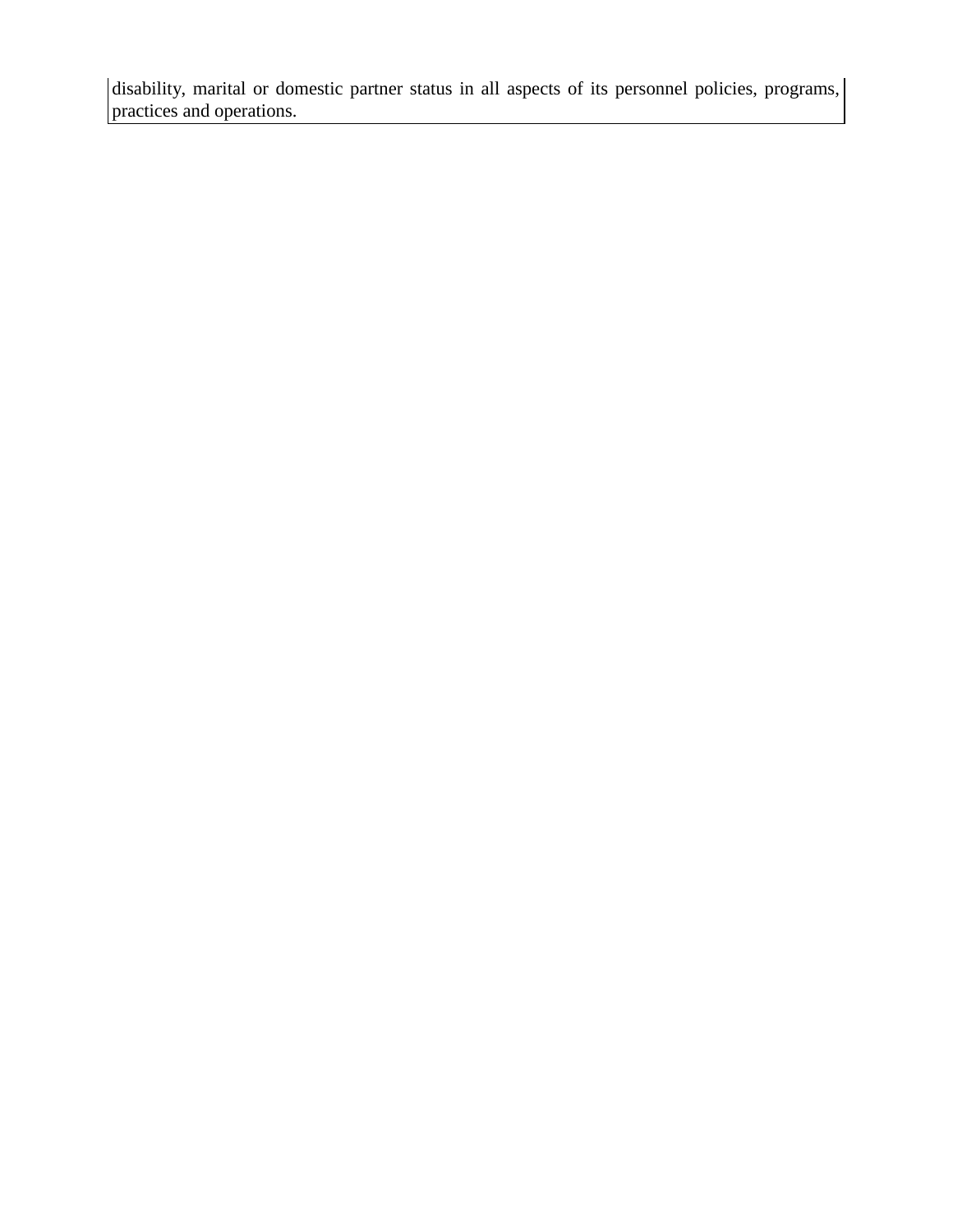disability, marital or domestic partner status in all aspects of its personnel policies, programs, practices and operations.